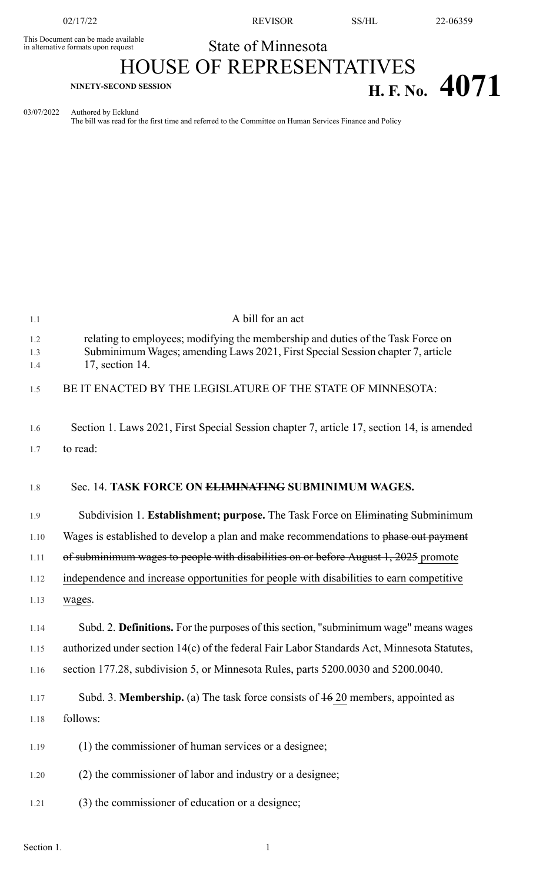This Document can be made available in alternative formats upon request

State of Minnesota

# HOUSE OF REPRESENTATIVES

**NINETY-SECOND SESSION**

**H. F. No. 4071**

03/07/2022 Authored by Ecklund

The bill was read for the first time and referred to the Committee on Human Services Finance and Policy

A bill for an act

relating to employees; modifying the membership and duties of the Task Force on Subminimum Wages; amending Laws 2021, First Special Session chapter 7, article 17, section 14.

BE IT ENACTED BY THE LEGISLATURE OF THE STATE OF MINNESOTA:

Section 1. Laws 2021, First Special Session chapter 7, article 17, section 14, is amended to read:

Sec. 14. **TASK FORCE ON ~~ELIMINATING~~ SUBMINIMUM WAGES.**

Subdivision 1. **Establishment; purpose.** The Task Force on ~~Eliminating~~ Subminimum Wages is established to develop a plan and make recommendations to ~~phase out payment of subminimum wages to people with disabilities on or before August 1, 2025~~ <u>promote independence and increase opportunities for people with disabilities to earn competitive wages</u>.

Subd. 2. **Definitions.** For the purposes of this section, "subminimum wage" means wages authorized under section 14(c) of the federal Fair Labor Standards Act, Minnesota Statutes, section 177.28, subdivision 5, or Minnesota Rules, parts 5200.0030 and 5200.0040.

Subd. 3. **Membership.** (a) The task force consists of ~~16~~ <u>20</u> members, appointed as follows:

(1) the commissioner of human services or a designee;

(2) the commissioner of labor and industry or a designee;

(3) the commissioner of education or a designee;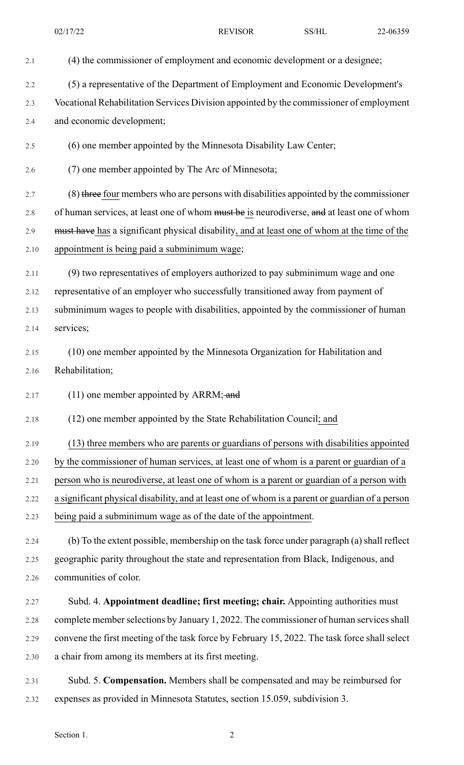(4) the commissioner of employment and economic development or a designee;

(5) a representative of the Department of Employment and Economic Development's Vocational Rehabilitation Services Division appointed by the commissioner of employment and economic development;

(6) one member appointed by the Minnesota Disability Law Center;

(7) one member appointed by The Arc of Minnesota;

(8) ~~three~~ four members who are persons with disabilities appointed by the commissioner of human services, at least one of whom ~~must be~~ is neurodiverse, ~~and~~ at least one of whom ~~must have~~ has a significant physical disability, and at least one of whom at the time of the appointment is being paid a subminimum wage;

(9) two representatives of employers authorized to pay subminimum wage and one representative of an employer who successfully transitioned away from payment of subminimum wages to people with disabilities, appointed by the commissioner of human services;

(10) one member appointed by the Minnesota Organization for Habilitation and Rehabilitation;

(11) one member appointed by ARRM; ~~and~~

(12) one member appointed by the State Rehabilitation Council; and

(13) three members who are parents or guardians of persons with disabilities appointed by the commissioner of human services, at least one of whom is a parent or guardian of a person who is neurodiverse, at least one of whom is a parent or guardian of a person with a significant physical disability, and at least one of whom is a parent or guardian of a person being paid a subminimum wage as of the date of the appointment.

(b) To the extent possible, membership on the task force under paragraph (a) shall reflect geographic parity throughout the state and representation from Black, Indigenous, and communities of color.

Subd. 4. **Appointment deadline; first meeting; chair.** Appointing authorities must complete member selections by January 1, 2022. The commissioner of human services shall convene the first meeting of the task force by February 15, 2022. The task force shall select a chair from among its members at its first meeting.

Subd. 5. **Compensation.** Members shall be compensated and may be reimbursed for expenses as provided in Minnesota Statutes, section 15.059, subdivision 3.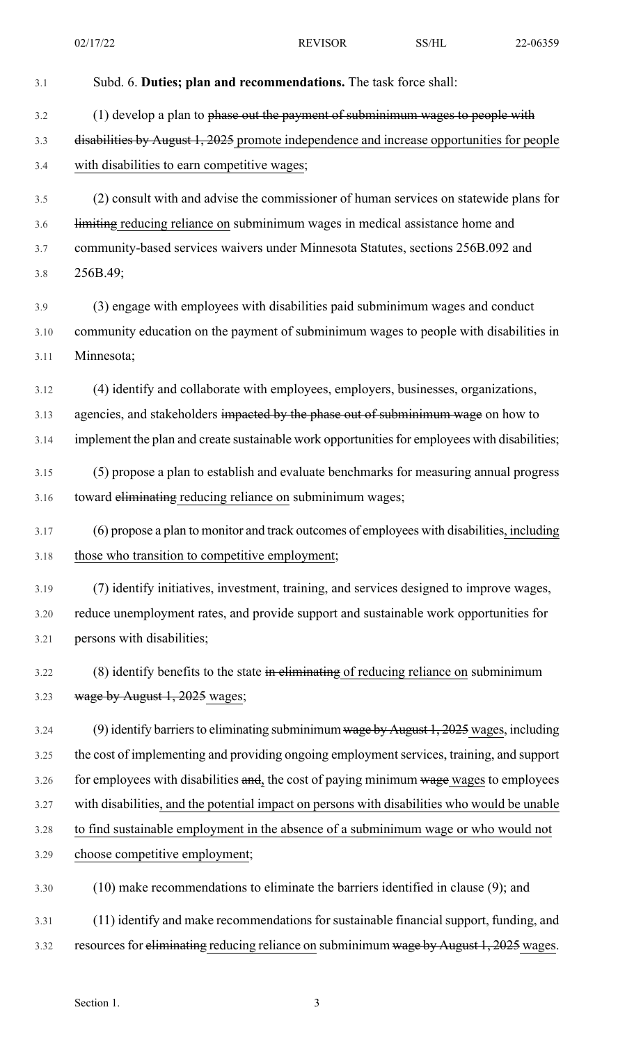Subd. 6. **Duties; plan and recommendations.** The task force shall:

(1) develop a plan to ~~phase out the payment of subminimum wages to people with disabilities by August 1, 2025~~ <u>promote independence and increase opportunities for people with disabilities to earn competitive wages</u>;

(2) consult with and advise the commissioner of human services on statewide plans for ~~limiting~~ <u>reducing reliance on</u> subminimum wages in medical assistance home and community-based services waivers under Minnesota Statutes, sections 256B.092 and 256B.49;

(3) engage with employees with disabilities paid subminimum wages and conduct community education on the payment of subminimum wages to people with disabilities in Minnesota;

(4) identify and collaborate with employees, employers, businesses, organizations, agencies, and stakeholders ~~impacted by the phase out of subminimum wage~~ on how to implement the plan and create sustainable work opportunities for employees with disabilities;

(5) propose a plan to establish and evaluate benchmarks for measuring annual progress toward ~~eliminating~~ <u>reducing reliance on</u> subminimum wages;

(6) propose a plan to monitor and track outcomes of employees with disabilities<u>, including those who transition to competitive employment</u>;

(7) identify initiatives, investment, training, and services designed to improve wages, reduce unemployment rates, and provide support and sustainable work opportunities for persons with disabilities;

(8) identify benefits to the state ~~in eliminating~~ <u>of reducing reliance on</u> subminimum ~~wage by August 1, 2025~~ <u>wages</u>;

(9) identify barriers to eliminating subminimum ~~wage by August 1, 2025~~ <u>wages</u>, including the cost of implementing and providing ongoing employment services, training, and support for employees with disabilities ~~and~~<u>,</u> the cost of paying minimum ~~wage~~ <u>wages</u> to employees with disabilities<u>, and the potential impact on persons with disabilities who would be unable to find sustainable employment in the absence of a subminimum wage or who would not choose competitive employment</u>;

(10) make recommendations to eliminate the barriers identified in clause (9); and

(11) identify and make recommendations for sustainable financial support, funding, and resources for ~~eliminating~~ <u>reducing reliance on</u> subminimum ~~wage by August 1, 2025~~ <u>wages</u>.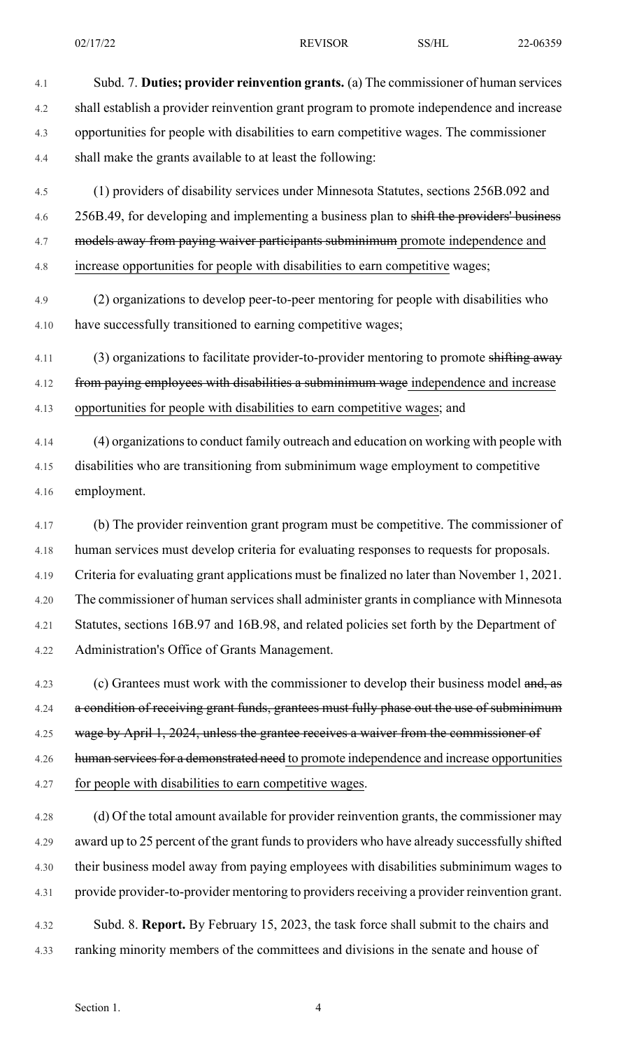Subd. 7. **Duties; provider reinvention grants.** (a) The commissioner of human services shall establish a provider reinvention grant program to promote independence and increase opportunities for people with disabilities to earn competitive wages. The commissioner shall make the grants available to at least the following:

(1) providers of disability services under Minnesota Statutes, sections 256B.092 and 256B.49, for developing and implementing a business plan to ~~shift the providers' business models away from paying waiver participants subminimum~~ promote independence and increase opportunities for people with disabilities to earn competitive wages;

(2) organizations to develop peer-to-peer mentoring for people with disabilities who have successfully transitioned to earning competitive wages;

(3) organizations to facilitate provider-to-provider mentoring to promote ~~shifting away from paying employees with disabilities a subminimum wage~~ independence and increase opportunities for people with disabilities to earn competitive wages; and

(4) organizations to conduct family outreach and education on working with people with disabilities who are transitioning from subminimum wage employment to competitive employment.

(b) The provider reinvention grant program must be competitive. The commissioner of human services must develop criteria for evaluating responses to requests for proposals. Criteria for evaluating grant applications must be finalized no later than November 1, 2021. The commissioner of human services shall administer grants in compliance with Minnesota Statutes, sections 16B.97 and 16B.98, and related policies set forth by the Department of Administration's Office of Grants Management.

(c) Grantees must work with the commissioner to develop their business model ~~and, as a condition of receiving grant funds, grantees must fully phase out the use of subminimum wage by April 1, 2024, unless the grantee receives a waiver from the commissioner of human services for a demonstrated need~~ to promote independence and increase opportunities for people with disabilities to earn competitive wages.

(d) Of the total amount available for provider reinvention grants, the commissioner may award up to 25 percent of the grant funds to providers who have already successfully shifted their business model away from paying employees with disabilities subminimum wages to provide provider-to-provider mentoring to providers receiving a provider reinvention grant.

Subd. 8. **Report.** By February 15, 2023, the task force shall submit to the chairs and ranking minority members of the committees and divisions in the senate and house of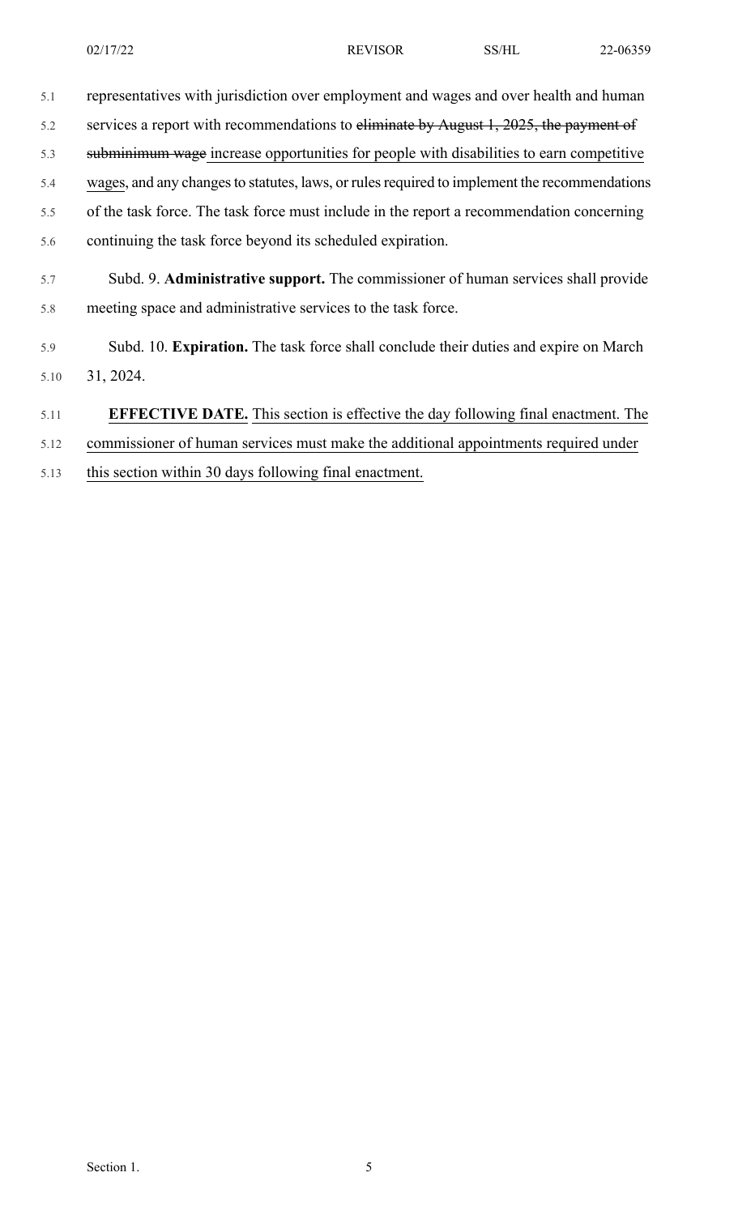representatives with jurisdiction over employment and wages and over health and human services a report with recommendations to ~~eliminate by August 1, 2025, the payment of subminimum wage~~ increase opportunities for people with disabilities to earn competitive wages, and any changes to statutes, laws, or rules required to implement the recommendations of the task force. The task force must include in the report a recommendation concerning continuing the task force beyond its scheduled expiration.

Subd. 9. **Administrative support.** The commissioner of human services shall provide meeting space and administrative services to the task force.

Subd. 10. **Expiration.** The task force shall conclude their duties and expire on March 31, 2024.

**EFFECTIVE DATE.** This section is effective the day following final enactment. The commissioner of human services must make the additional appointments required under this section within 30 days following final enactment.